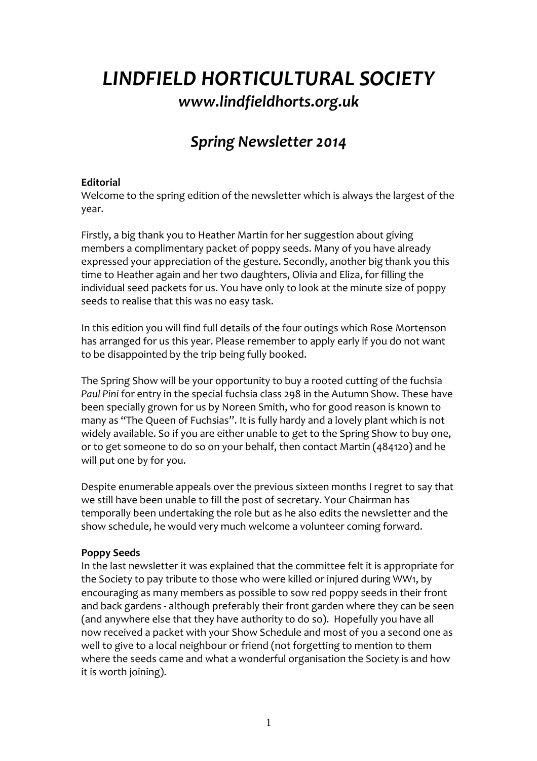# *LINDFIELD HORTICULTURAL SOCIETY*

## *www.lindfieldhorts.org.uk*

## *Spring Newsletter 2014*

**Editorial**

Welcome to the spring edition of the newsletter which is always the largest of the year.

Firstly, a big thank you to Heather Martin for her suggestion about giving members a complimentary packet of poppy seeds. Many of you have already expressed your appreciation of the gesture. Secondly, another big thank you this time to Heather again and her two daughters, Olivia and Eliza, for filling the individual seed packets for us. You have only to look at the minute size of poppy seeds to realise that this was no easy task.

In this edition you will find full details of the four outings which Rose Mortenson has arranged for us this year. Please remember to apply early if you do not want to be disappointed by the trip being fully booked.

The Spring Show will be your opportunity to buy a rooted cutting of the fuchsia *Paul Pini* for entry in the special fuchsia class 298 in the Autumn Show. These have been specially grown for us by Noreen Smith, who for good reason is known to many as "The Queen of Fuchsias". It is fully hardy and a lovely plant which is not widely available. So if you are either unable to get to the Spring Show to buy one, or to get someone to do so on your behalf, then contact Martin (484120) and he will put one by for you.

Despite enumerable appeals over the previous sixteen months I regret to say that we still have been unable to fill the post of secretary. Your Chairman has temporally been undertaking the role but as he also edits the newsletter and the show schedule, he would very much welcome a volunteer coming forward.

**Poppy Seeds**

In the last newsletter it was explained that the committee felt it is appropriate for the Society to pay tribute to those who were killed or injured during WW1, by encouraging as many members as possible to sow red poppy seeds in their front and back gardens - although preferably their front garden where they can be seen (and anywhere else that they have authority to do so). Hopefully you have all now received a packet with your Show Schedule and most of you a second one as well to give to a local neighbour or friend (not forgetting to mention to them where the seeds came and what a wonderful organisation the Society is and how it is worth joining).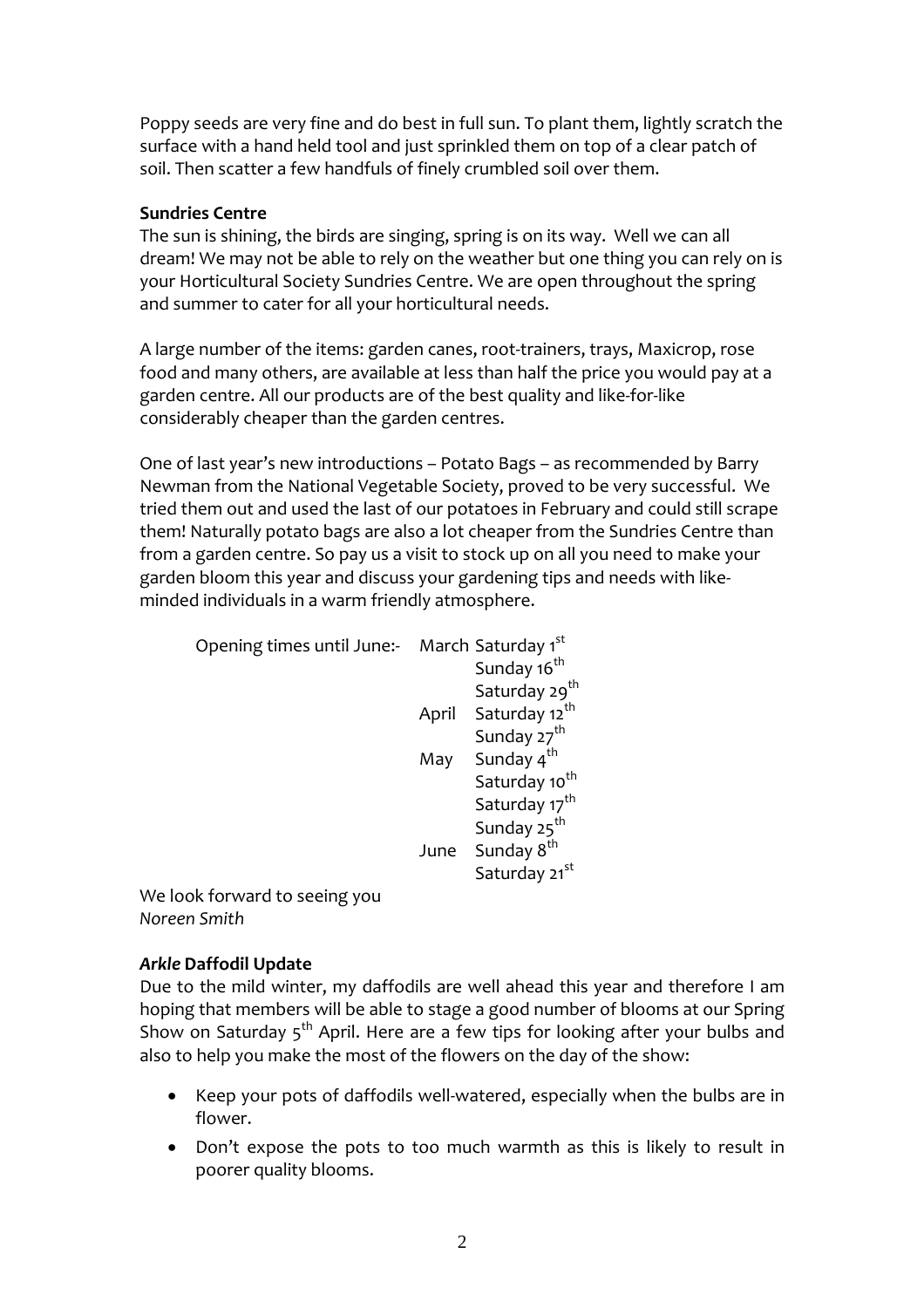Poppy seeds are very fine and do best in full sun. To plant them, lightly scratch the surface with a hand held tool and just sprinkled them on top of a clear patch of soil. Then scatter a few handfuls of finely crumbled soil over them.

**Sundries Centre**

The sun is shining, the birds are singing, spring is on its way. Well we can all dream! We may not be able to rely on the weather but one thing you can rely on is your Horticultural Society Sundries Centre. We are open throughout the spring and summer to cater for all your horticultural needs.

A large number of the items: garden canes, root-trainers, trays, Maxicrop, rose food and many others, are available at less than half the price you would pay at a garden centre. All our products are of the best quality and like-for-like considerably cheaper than the garden centres.

One of last year's new introductions – Potato Bags – as recommended by Barry Newman from the National Vegetable Society, proved to be very successful. We tried them out and used the last of our potatoes in February and could still scrape them! Naturally potato bags are also a lot cheaper from the Sundries Centre than from a garden centre. So pay us a visit to stock up on all you need to make your garden bloom this year and discuss your gardening tips and needs with like-minded individuals in a warm friendly atmosphere.

| Opening times until June:- | | |
|---|---|---|
| | March | Saturday 1st |
| | | Sunday 16th |
| | | Saturday 29th |
| | April | Saturday 12th |
| | | Sunday 27th |
| | May | Sunday 4th |
| | | Saturday 10th |
| | | Saturday 17th |
| | | Sunday 25th |
| | June | Sunday 8th |
| | | Saturday 21st |

We look forward to seeing you
*Noreen Smith*

***Arkle* Daffodil Update**

Due to the mild winter, my daffodils are well ahead this year and therefore I am hoping that members will be able to stage a good number of blooms at our Spring Show on Saturday 5th April. Here are a few tips for looking after your bulbs and also to help you make the most of the flowers on the day of the show:

- Keep your pots of daffodils well-watered, especially when the bulbs are in flower.
- Don't expose the pots to too much warmth as this is likely to result in poorer quality blooms.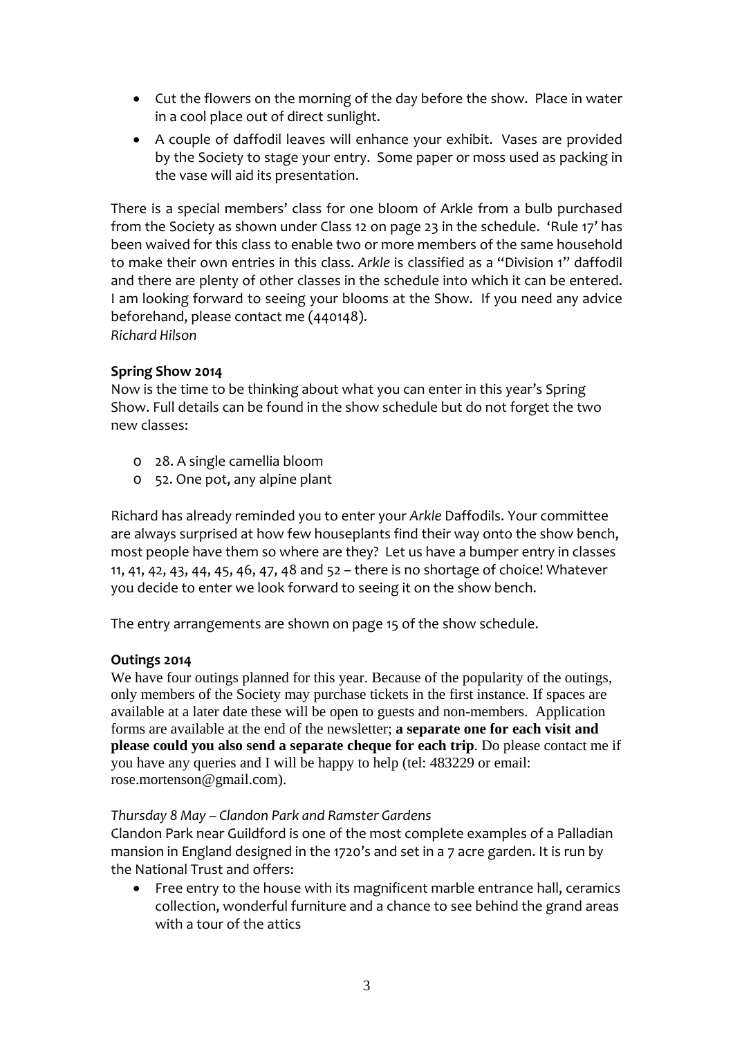- Cut the flowers on the morning of the day before the show. Place in water in a cool place out of direct sunlight.
- A couple of daffodil leaves will enhance your exhibit. Vases are provided by the Society to stage your entry. Some paper or moss used as packing in the vase will aid its presentation.

There is a special members' class for one bloom of Arkle from a bulb purchased from the Society as shown under Class 12 on page 23 in the schedule. 'Rule 17' has been waived for this class to enable two or more members of the same household to make their own entries in this class. *Arkle* is classified as a "Division 1" daffodil and there are plenty of other classes in the schedule into which it can be entered. I am looking forward to seeing your blooms at the Show. If you need any advice beforehand, please contact me (440148).
*Richard Hilson*

**Spring Show 2014**

Now is the time to be thinking about what you can enter in this year's Spring Show. Full details can be found in the show schedule but do not forget the two new classes:

- 28. A single camellia bloom
- 52. One pot, any alpine plant

Richard has already reminded you to enter your *Arkle* Daffodils. Your committee are always surprised at how few houseplants find their way onto the show bench, most people have them so where are they? Let us have a bumper entry in classes 11, 41, 42, 43, 44, 45, 46, 47, 48 and 52 – there is no shortage of choice! Whatever you decide to enter we look forward to seeing it on the show bench.

The entry arrangements are shown on page 15 of the show schedule.

**Outings 2014**

We have four outings planned for this year. Because of the popularity of the outings, only members of the Society may purchase tickets in the first instance. If spaces are available at a later date these will be open to guests and non-members. Application forms are available at the end of the newsletter; **a separate one for each visit and please could you also send a separate cheque for each trip**. Do please contact me if you have any queries and I will be happy to help (tel: 483229 or email: rose.mortenson@gmail.com).

*Thursday 8 May – Clandon Park and Ramster Gardens*

Clandon Park near Guildford is one of the most complete examples of a Palladian mansion in England designed in the 1720's and set in a 7 acre garden. It is run by the National Trust and offers:

- Free entry to the house with its magnificent marble entrance hall, ceramics collection, wonderful furniture and a chance to see behind the grand areas with a tour of the attics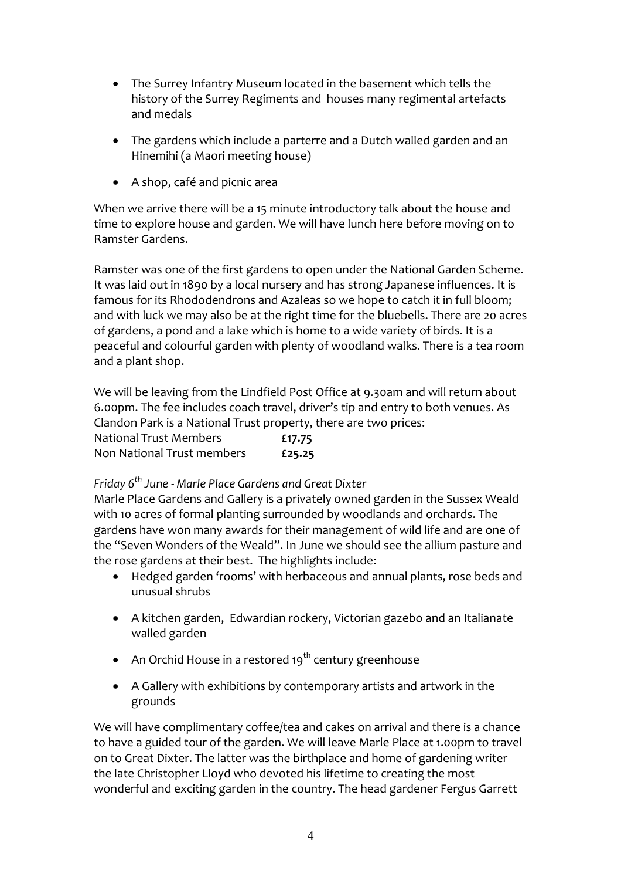- The Surrey Infantry Museum located in the basement which tells the history of the Surrey Regiments and houses many regimental artefacts and medals

- The gardens which include a parterre and a Dutch walled garden and an Hinemihi (a Maori meeting house)

- A shop, café and picnic area

When we arrive there will be a 15 minute introductory talk about the house and time to explore house and garden. We will have lunch here before moving on to Ramster Gardens.

Ramster was one of the first gardens to open under the National Garden Scheme. It was laid out in 1890 by a local nursery and has strong Japanese influences. It is famous for its Rhododendrons and Azaleas so we hope to catch it in full bloom; and with luck we may also be at the right time for the bluebells. There are 20 acres of gardens, a pond and a lake which is home to a wide variety of birds. It is a peaceful and colourful garden with plenty of woodland walks. There is a tea room and a plant shop.

We will be leaving from the Lindfield Post Office at 9.30am and will return about 6.00pm. The fee includes coach travel, driver's tip and entry to both venues. As Clandon Park is a National Trust property, there are two prices:

| | |
|---|---|
| National Trust Members | **£17.75** |
| Non National Trust members | **£25.25** |

*Friday 6th June - Marle Place Gardens and Great Dixter*

Marle Place Gardens and Gallery is a privately owned garden in the Sussex Weald with 10 acres of formal planting surrounded by woodlands and orchards. The gardens have won many awards for their management of wild life and are one of the "Seven Wonders of the Weald". In June we should see the allium pasture and the rose gardens at their best. The highlights include:

- Hedged garden 'rooms' with herbaceous and annual plants, rose beds and unusual shrubs

- A kitchen garden, Edwardian rockery, Victorian gazebo and an Italianate walled garden

- An Orchid House in a restored 19th century greenhouse

- A Gallery with exhibitions by contemporary artists and artwork in the grounds

We will have complimentary coffee/tea and cakes on arrival and there is a chance to have a guided tour of the garden. We will leave Marle Place at 1.00pm to travel on to Great Dixter. The latter was the birthplace and home of gardening writer the late Christopher Lloyd who devoted his lifetime to creating the most wonderful and exciting garden in the country. The head gardener Fergus Garrett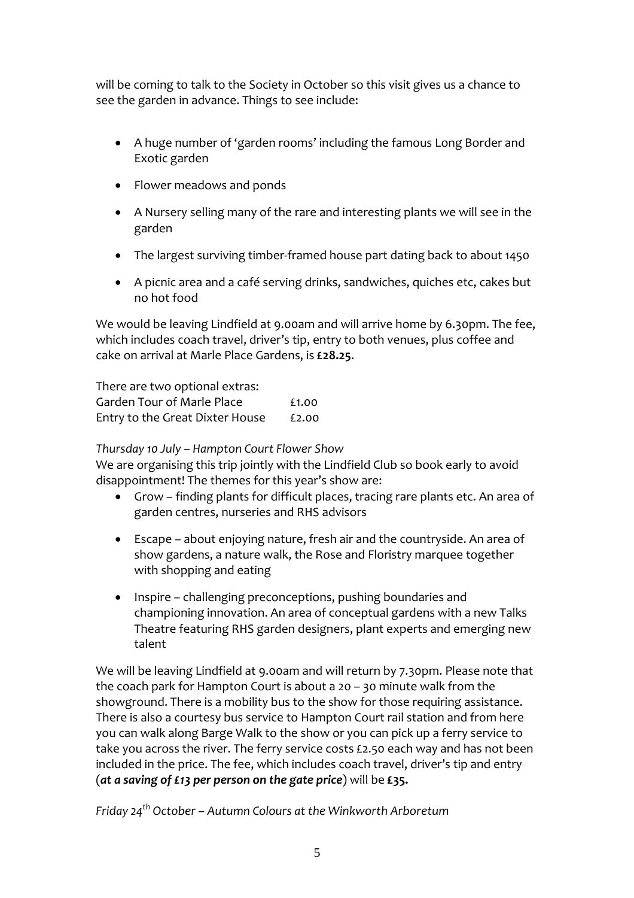will be coming to talk to the Society in October so this visit gives us a chance to see the garden in advance. Things to see include:

- A huge number of 'garden rooms' including the famous Long Border and Exotic garden
- Flower meadows and ponds
- A Nursery selling many of the rare and interesting plants we will see in the garden
- The largest surviving timber-framed house part dating back to about 1450
- A picnic area and a café serving drinks, sandwiches, quiches etc, cakes but no hot food

We would be leaving Lindfield at 9.00am and will arrive home by 6.30pm. The fee, which includes coach travel, driver's tip, entry to both venues, plus coffee and cake on arrival at Marle Place Gardens, is **£28.25**.

There are two optional extras:

| | |
|---|---|
| Garden Tour of Marle Place | £1.00 |
| Entry to the Great Dixter House | £2.00 |

*Thursday 10 July – Hampton Court Flower Show*

We are organising this trip jointly with the Lindfield Club so book early to avoid disappointment! The themes for this year's show are:

- Grow – finding plants for difficult places, tracing rare plants etc. An area of garden centres, nurseries and RHS advisors
- Escape – about enjoying nature, fresh air and the countryside. An area of show gardens, a nature walk, the Rose and Floristry marquee together with shopping and eating
- Inspire – challenging preconceptions, pushing boundaries and championing innovation. An area of conceptual gardens with a new Talks Theatre featuring RHS garden designers, plant experts and emerging new talent

We will be leaving Lindfield at 9.00am and will return by 7.30pm. Please note that the coach park for Hampton Court is about a 20 – 30 minute walk from the showground. There is a mobility bus to the show for those requiring assistance. There is also a courtesy bus service to Hampton Court rail station and from here you can walk along Barge Walk to the show or you can pick up a ferry service to take you across the river. The ferry service costs £2.50 each way and has not been included in the price. The fee, which includes coach travel, driver's tip and entry (***at a saving of £13 per person on the gate price***) will be **£35.**

*Friday 24th October – Autumn Colours at the Winkworth Arboretum*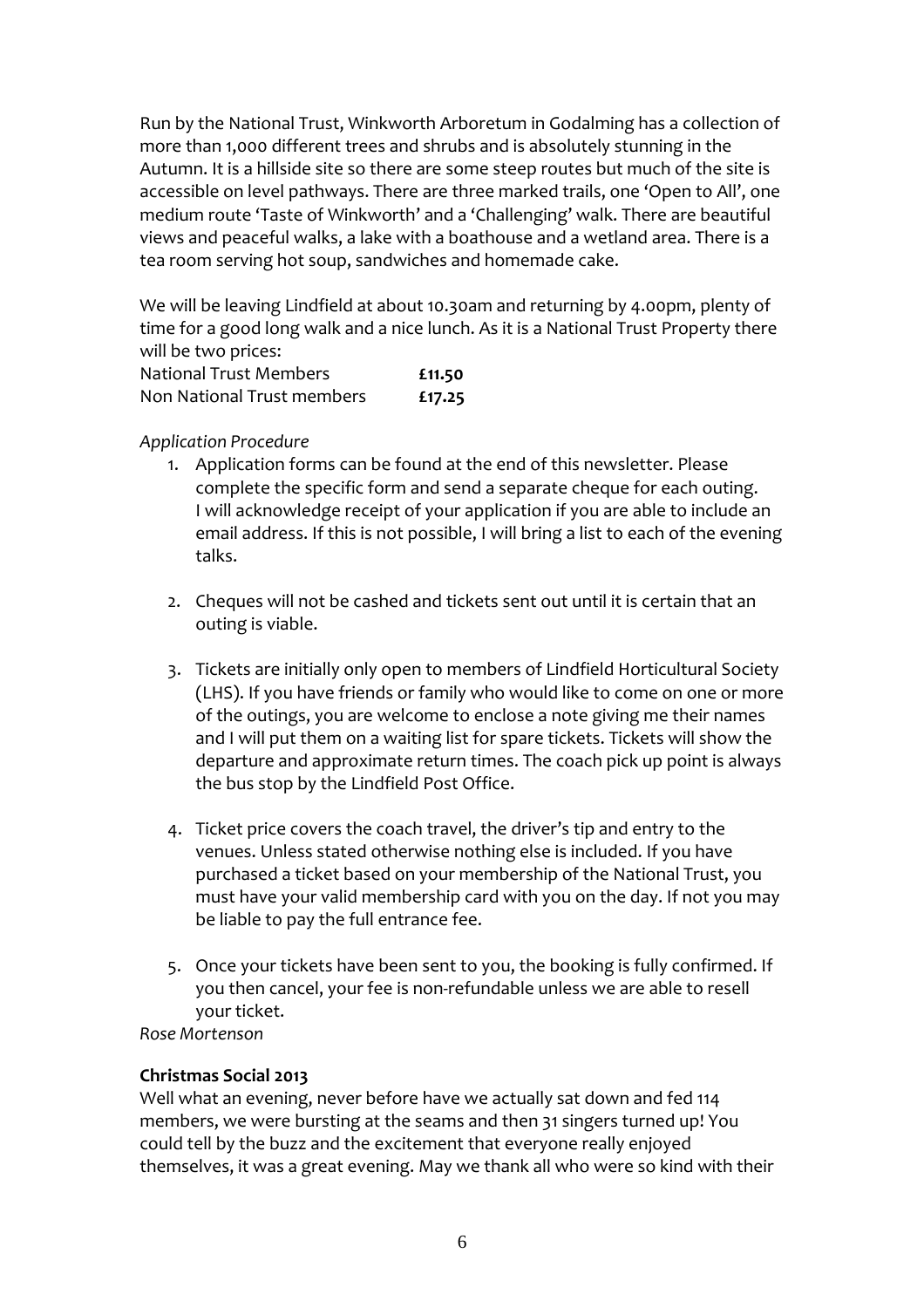Run by the National Trust, Winkworth Arboretum in Godalming has a collection of more than 1,000 different trees and shrubs and is absolutely stunning in the Autumn. It is a hillside site so there are some steep routes but much of the site is accessible on level pathways. There are three marked trails, one 'Open to All', one medium route 'Taste of Winkworth' and a 'Challenging' walk. There are beautiful views and peaceful walks, a lake with a boathouse and a wetland area. There is a tea room serving hot soup, sandwiches and homemade cake.

We will be leaving Lindfield at about 10.30am and returning by 4.00pm, plenty of time for a good long walk and a nice lunch. As it is a National Trust Property there will be two prices:

| | |
|---|---|
| National Trust Members | **£11.50** |
| Non National Trust members | **£17.25** |

*Application Procedure*

1. Application forms can be found at the end of this newsletter. Please complete the specific form and send a separate cheque for each outing. I will acknowledge receipt of your application if you are able to include an email address. If this is not possible, I will bring a list to each of the evening talks.

2. Cheques will not be cashed and tickets sent out until it is certain that an outing is viable.

3. Tickets are initially only open to members of Lindfield Horticultural Society (LHS). If you have friends or family who would like to come on one or more of the outings, you are welcome to enclose a note giving me their names and I will put them on a waiting list for spare tickets. Tickets will show the departure and approximate return times. The coach pick up point is always the bus stop by the Lindfield Post Office.

4. Ticket price covers the coach travel, the driver's tip and entry to the venues. Unless stated otherwise nothing else is included. If you have purchased a ticket based on your membership of the National Trust, you must have your valid membership card with you on the day. If not you may be liable to pay the full entrance fee.

5. Once your tickets have been sent to you, the booking is fully confirmed. If you then cancel, your fee is non-refundable unless we are able to resell your ticket.

*Rose Mortenson*

**Christmas Social 2013**

Well what an evening, never before have we actually sat down and fed 114 members, we were bursting at the seams and then 31 singers turned up! You could tell by the buzz and the excitement that everyone really enjoyed themselves, it was a great evening. May we thank all who were so kind with their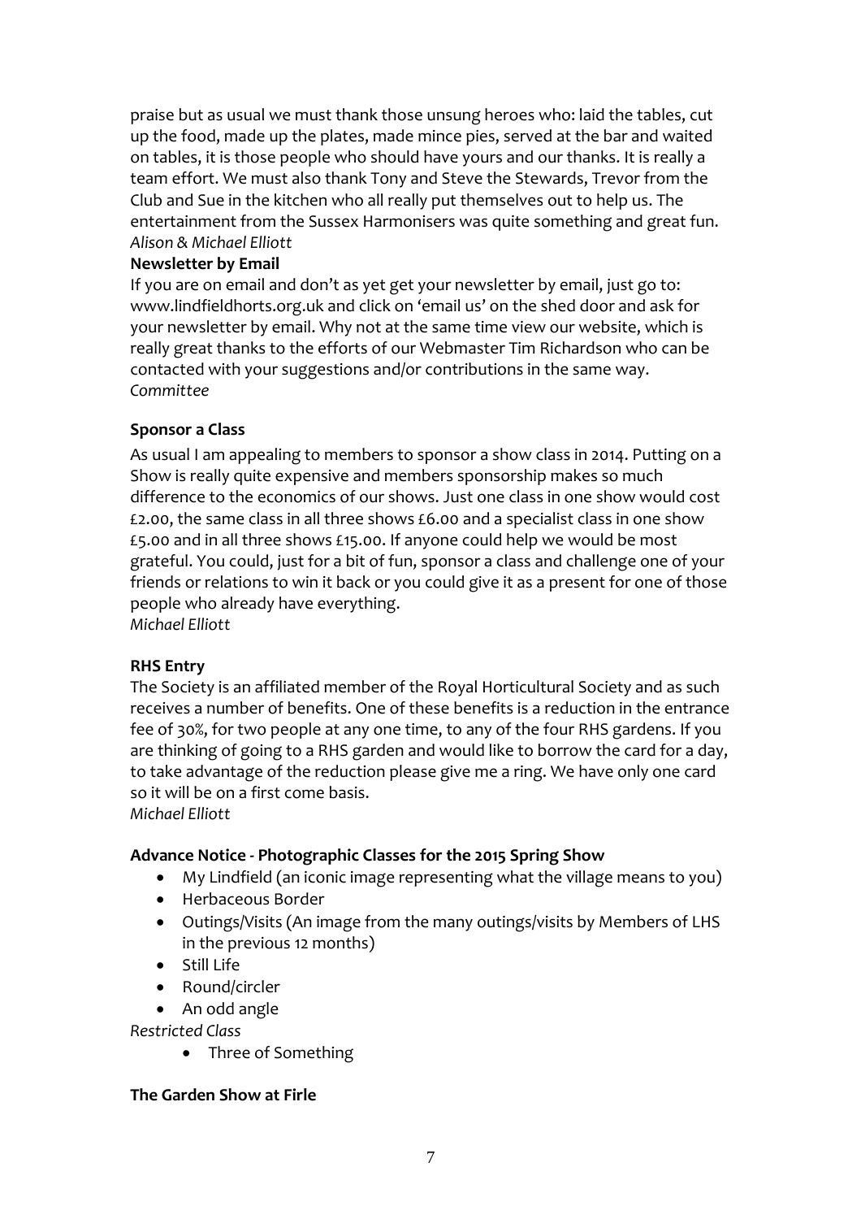praise but as usual we must thank those unsung heroes who: laid the tables, cut up the food, made up the plates, made mince pies, served at the bar and waited on tables, it is those people who should have yours and our thanks. It is really a team effort. We must also thank Tony and Steve the Stewards, Trevor from the Club and Sue in the kitchen who all really put themselves out to help us. The entertainment from the Sussex Harmonisers was quite something and great fun.
*Alison & Michael Elliott*

**Newsletter by Email**

If you are on email and don't as yet get your newsletter by email, just go to: www.lindfieldhorts.org.uk and click on 'email us' on the shed door and ask for your newsletter by email. Why not at the same time view our website, which is really great thanks to the efforts of our Webmaster Tim Richardson who can be contacted with your suggestions and/or contributions in the same way.
*Committee*

**Sponsor a Class**

As usual I am appealing to members to sponsor a show class in 2014. Putting on a Show is really quite expensive and members sponsorship makes so much difference to the economics of our shows. Just one class in one show would cost £2.00, the same class in all three shows £6.00 and a specialist class in one show £5.00 and in all three shows £15.00. If anyone could help we would be most grateful. You could, just for a bit of fun, sponsor a class and challenge one of your friends or relations to win it back or you could give it as a present for one of those people who already have everything.
*Michael Elliott*

**RHS Entry**

The Society is an affiliated member of the Royal Horticultural Society and as such receives a number of benefits. One of these benefits is a reduction in the entrance fee of 30%, for two people at any one time, to any of the four RHS gardens. If you are thinking of going to a RHS garden and would like to borrow the card for a day, to take advantage of the reduction please give me a ring. We have only one card so it will be on a first come basis.
*Michael Elliott*

**Advance Notice - Photographic Classes for the 2015 Spring Show**

- My Lindfield (an iconic image representing what the village means to you)
- Herbaceous Border
- Outings/Visits (An image from the many outings/visits by Members of LHS in the previous 12 months)
- Still Life
- Round/circler
- An odd angle

*Restricted Class*

- Three of Something

**The Garden Show at Firle**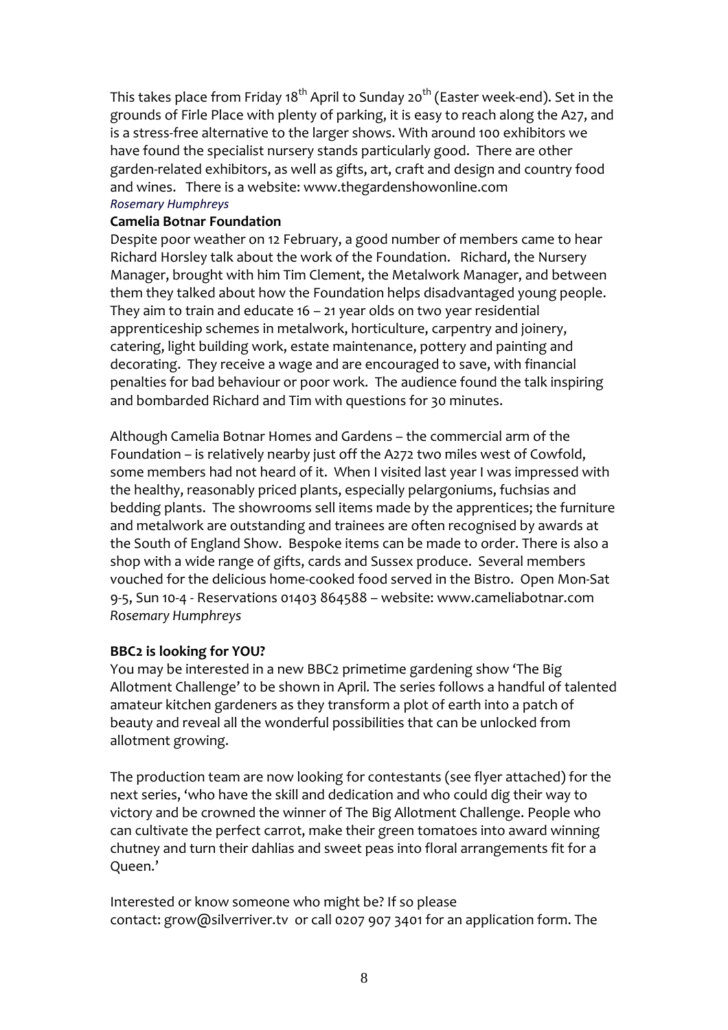This takes place from Friday 18th April to Sunday 20th (Easter week-end). Set in the grounds of Firle Place with plenty of parking, it is easy to reach along the A27, and is a stress-free alternative to the larger shows. With around 100 exhibitors we have found the specialist nursery stands particularly good. There are other garden-related exhibitors, as well as gifts, art, craft and design and country food and wines. There is a website: www.thegardenshowonline.com

*Rosemary Humphreys*

**Camelia Botnar Foundation**

Despite poor weather on 12 February, a good number of members came to hear Richard Horsley talk about the work of the Foundation. Richard, the Nursery Manager, brought with him Tim Clement, the Metalwork Manager, and between them they talked about how the Foundation helps disadvantaged young people. They aim to train and educate 16 – 21 year olds on two year residential apprenticeship schemes in metalwork, horticulture, carpentry and joinery, catering, light building work, estate maintenance, pottery and painting and decorating. They receive a wage and are encouraged to save, with financial penalties for bad behaviour or poor work. The audience found the talk inspiring and bombarded Richard and Tim with questions for 30 minutes.

Although Camelia Botnar Homes and Gardens – the commercial arm of the Foundation – is relatively nearby just off the A272 two miles west of Cowfold, some members had not heard of it. When I visited last year I was impressed with the healthy, reasonably priced plants, especially pelargoniums, fuchsias and bedding plants. The showrooms sell items made by the apprentices; the furniture and metalwork are outstanding and trainees are often recognised by awards at the South of England Show. Bespoke items can be made to order. There is also a shop with a wide range of gifts, cards and Sussex produce. Several members vouched for the delicious home-cooked food served in the Bistro. Open Mon-Sat 9-5, Sun 10-4 - Reservations 01403 864588 – website: www.cameliabotnar.com

*Rosemary Humphreys*

**BBC2 is looking for YOU?**

You may be interested in a new BBC2 primetime gardening show 'The Big Allotment Challenge' to be shown in April. The series follows a handful of talented amateur kitchen gardeners as they transform a plot of earth into a patch of beauty and reveal all the wonderful possibilities that can be unlocked from allotment growing.

The production team are now looking for contestants (see flyer attached) for the next series, 'who have the skill and dedication and who could dig their way to victory and be crowned the winner of The Big Allotment Challenge. People who can cultivate the perfect carrot, make their green tomatoes into award winning chutney and turn their dahlias and sweet peas into floral arrangements fit for a Queen.'

Interested or know someone who might be? If so please contact: grow@silverriver.tv or call 0207 907 3401 for an application form. The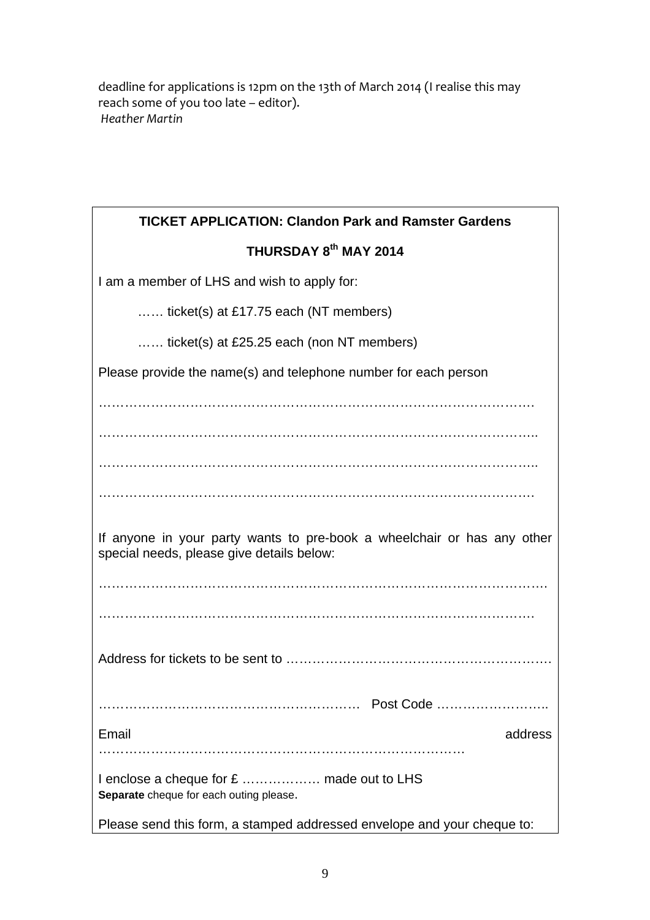deadline for applications is 12pm on the 13th of March 2014 (I realise this may reach some of you too late – editor).

*Heather Martin*

**TICKET APPLICATION: Clandon Park and Ramster Gardens**

**THURSDAY 8th MAY 2014**

I am a member of LHS and wish to apply for:

…… ticket(s) at £17.75 each (NT members)

…… ticket(s) at £25.25 each (non NT members)

Please provide the name(s) and telephone number for each person

………………………………………………………………………………………

………………………………………………………………………………………

………………………………………………………………………………………

………………………………………………………………………………………

If anyone in your party wants to pre-book a wheelchair or has any other special needs, please give details below:

………………………………………………………………………………………

………………………………………………………………………………………

Address for tickets to be sent to ………………………………………………………

…………………………………………………… Post Code ……………………..

Email address ……………………………………………………………………….

I enclose a cheque for £ ……………… made out to LHS

**Separate** cheque for each outing please.

Please send this form, a stamped addressed envelope and your cheque to: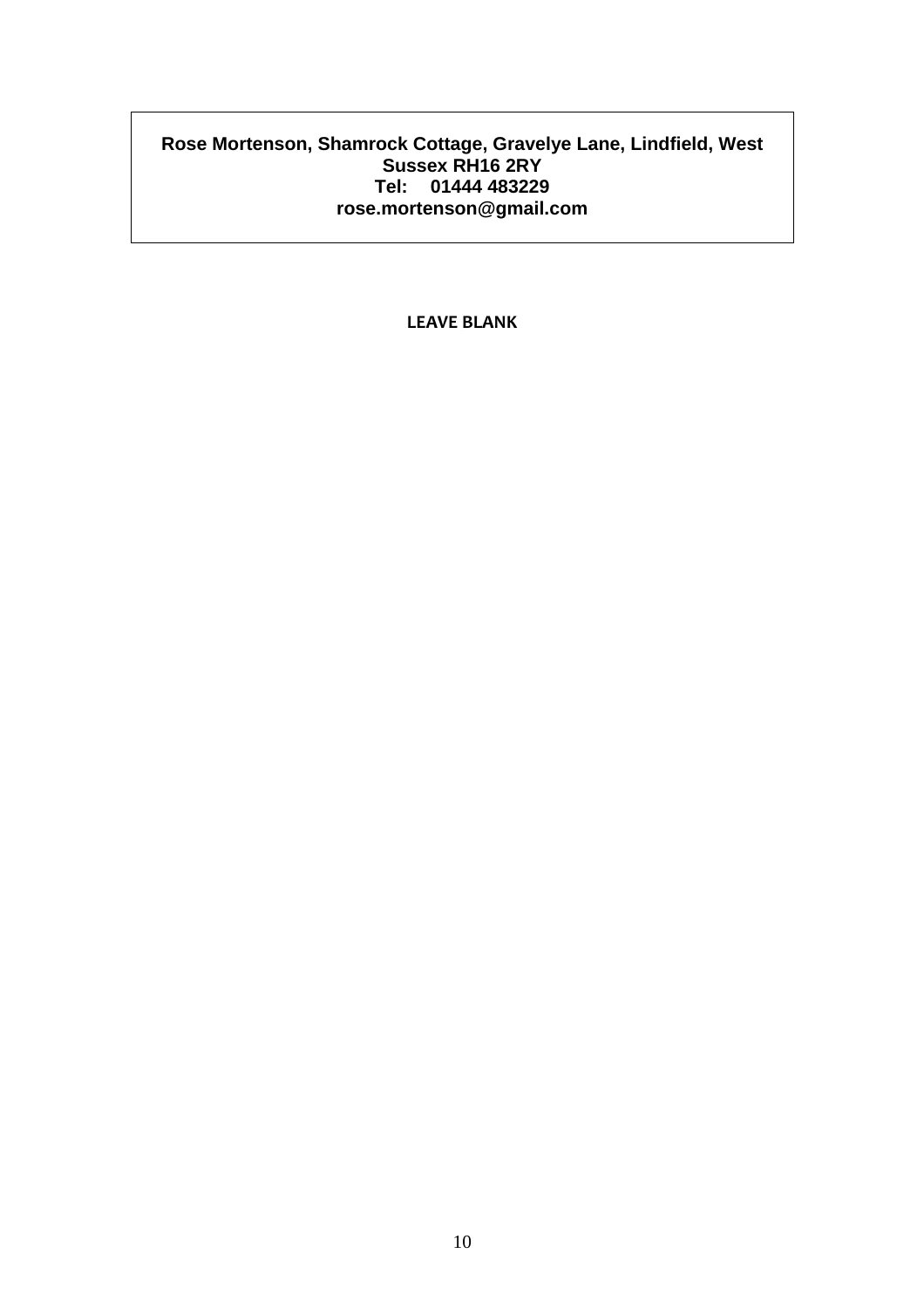**Rose Mortenson, Shamrock Cottage, Gravelye Lane, Lindfield, West Sussex RH16 2RY**
**Tel: 01444 483229**
**rose.mortenson@gmail.com**

**LEAVE BLANK**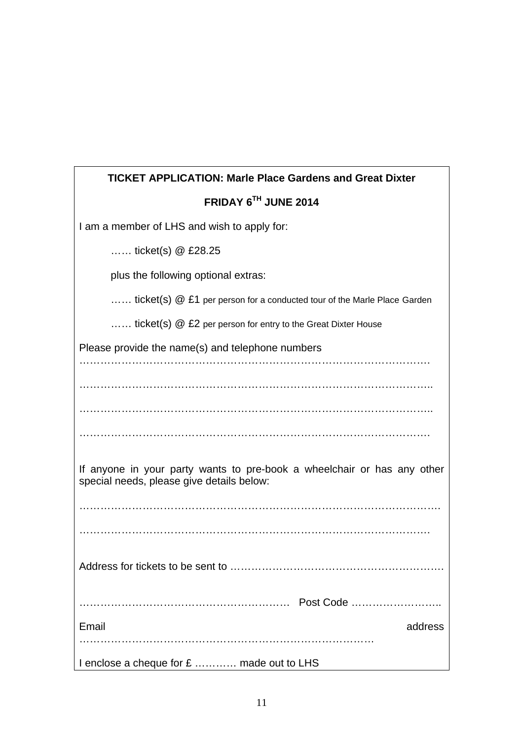**TICKET APPLICATION: Marle Place Gardens and Great Dixter**

**FRIDAY 6TH JUNE 2014**

I am a member of LHS and wish to apply for:

…… ticket(s) @ £28.25

plus the following optional extras:

…… ticket(s) @ £1 per person for a conducted tour of the Marle Place Garden

…… ticket(s) @ £2 per person for entry to the Great Dixter House

Please provide the name(s) and telephone numbers ………………………………………………………………………………

………………………………………………………………………………..

………………………………………………………………………………..

………………………………………………………………………………

If anyone in your party wants to pre-book a wheelchair or has any other special needs, please give details below:

……………………………………………………………………………….

………………………………………………………………………………

Address for tickets to be sent to …………………………………………………….

…………………………………………………… Post Code ……………………..

Email address ………………………………………………………………………

I enclose a cheque for £ ………… made out to LHS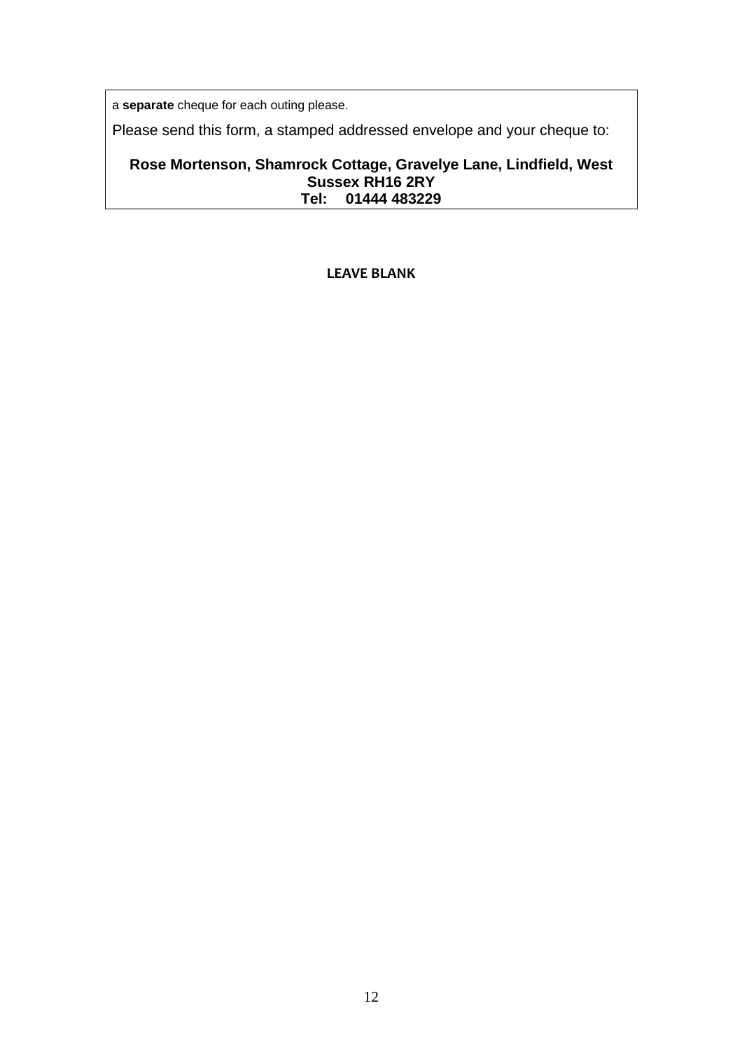a **separate** cheque for each outing please.

Please send this form, a stamped addressed envelope and your cheque to:

**Rose Mortenson, Shamrock Cottage, Gravelye Lane, Lindfield, West Sussex RH16 2RY**
**Tel: 01444 483229**

**LEAVE BLANK**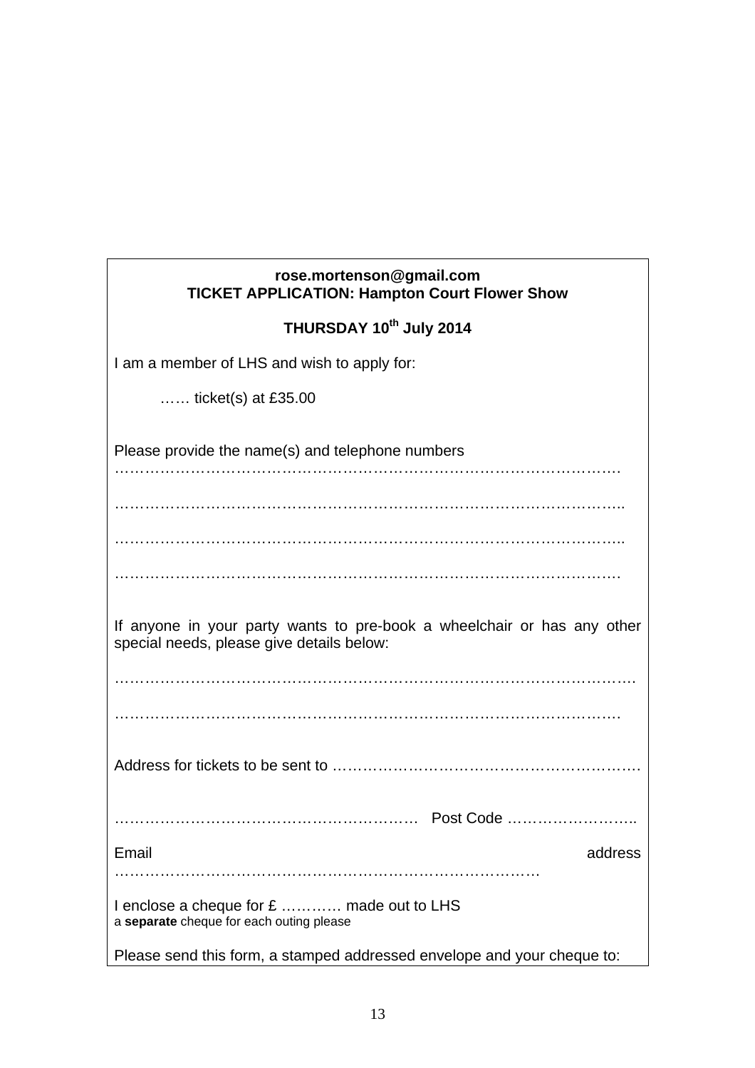**rose.mortenson@gmail.com**

**TICKET APPLICATION: Hampton Court Flower Show**

**THURSDAY 10th July 2014**

I am a member of LHS and wish to apply for:

…… ticket(s) at £35.00

Please provide the name(s) and telephone numbers ……………………………………………………………………………………….

………………………………………………………………………………………..

………………………………………………………………………………………..

……………………………………………………………………………………….

If anyone in your party wants to pre-book a wheelchair or has any other special needs, please give details below:

………………………………………………………………………………………….

……………………………………………………………………………………….

Address for tickets to be sent to ……………………………………………………….

…………………………………………………… Post Code ……………………..

Email address ……………………………………………………………………………

I enclose a cheque for £ ………… made out to LHS

a **separate** cheque for each outing please

Please send this form, a stamped addressed envelope and your cheque to: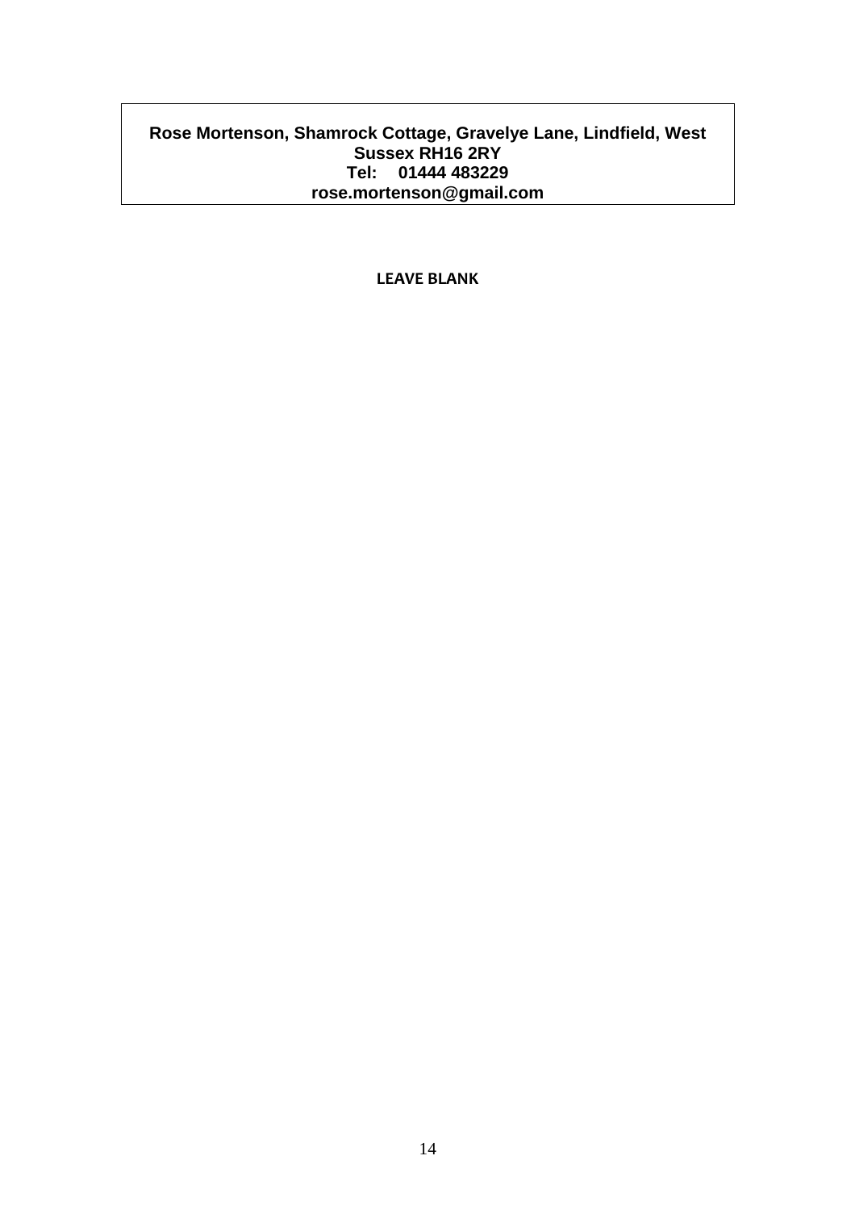**Rose Mortenson, Shamrock Cottage, Gravelye Lane, Lindfield, West Sussex RH16 2RY**
**Tel: 01444 483229**
**rose.mortenson@gmail.com**

**LEAVE BLANK**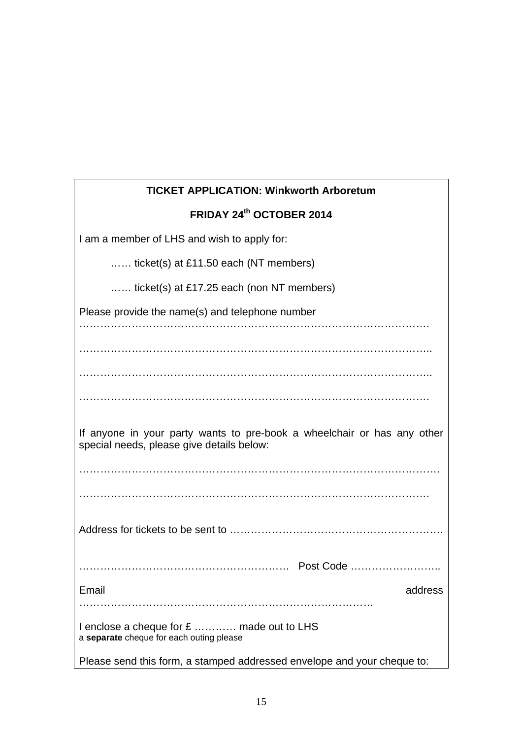**TICKET APPLICATION: Winkworth Arboretum**

**FRIDAY 24th OCTOBER 2014**

I am a member of LHS and wish to apply for:

…… ticket(s) at £11.50 each (NT members)

…… ticket(s) at £17.25 each (non NT members)

Please provide the name(s) and telephone number ……………………………………………………………………………………….

………………………………………………………………………………………..

………………………………………………………………………………………..

……………………………………………………………………………………….

If anyone in your party wants to pre-book a wheelchair or has any other special needs, please give details below:

………………………………………………………………………………………….

……………………………………………………………………………………….

Address for tickets to be sent to ……………………………………………………….

…………………………………………………… Post Code ……………………..

Email address ………………………………………………………………………….

I enclose a cheque for £ ………… made out to LHS
a **separate** cheque for each outing please

Please send this form, a stamped addressed envelope and your cheque to: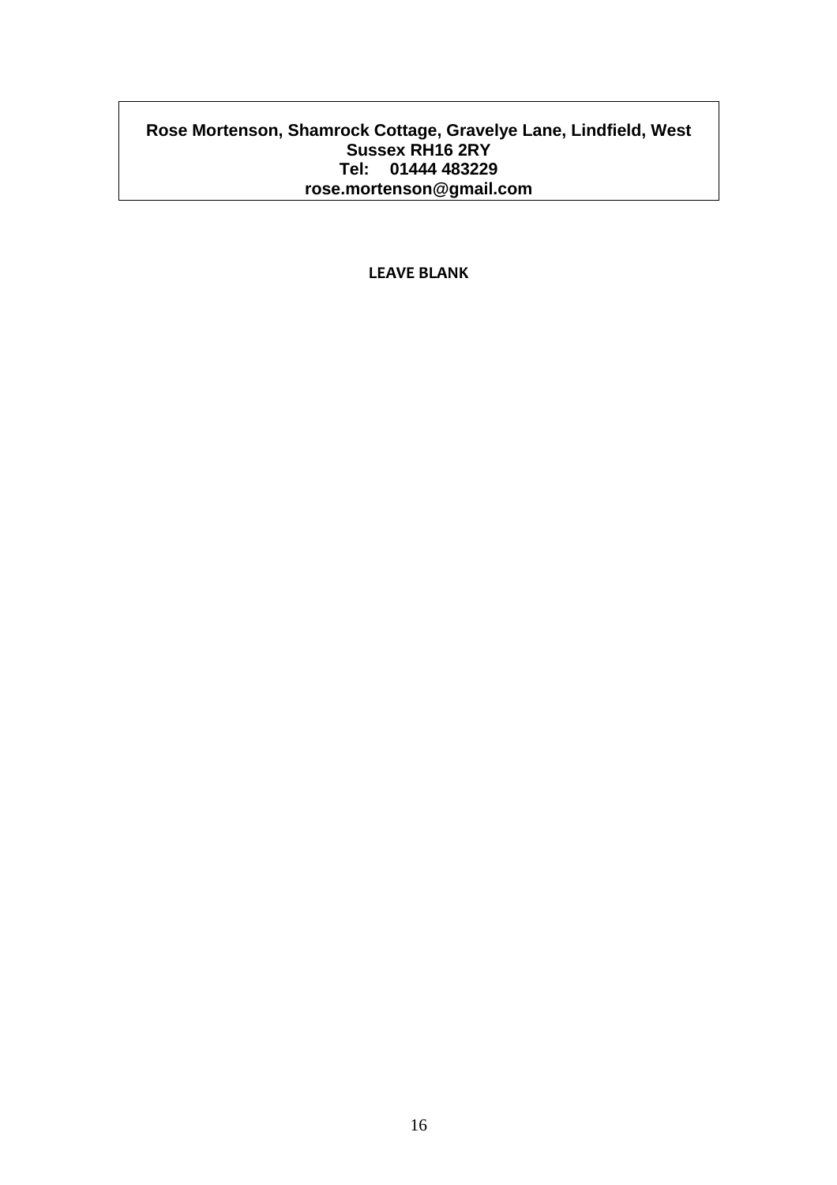**Rose Mortenson, Shamrock Cottage, Gravelye Lane, Lindfield, West Sussex RH16 2RY**
**Tel: 01444 483229**
**rose.mortenson@gmail.com**

**LEAVE BLANK**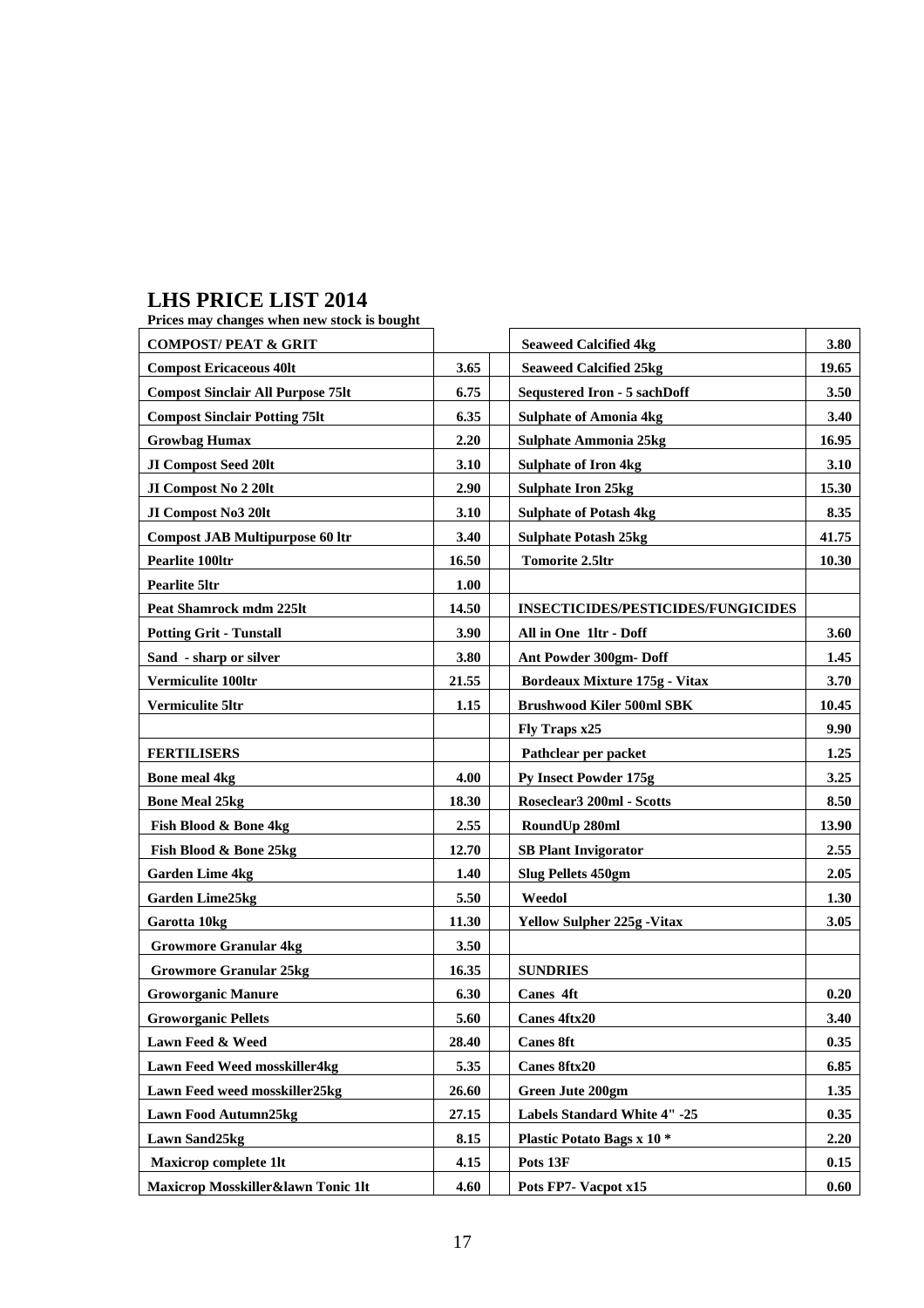# LHS PRICE LIST 2014

**Prices may changes when new stock is bought**

| | | | | |
|---|---|---|---|---|
| **COMPOST/ PEAT & GRIT** | | | **Seaweed Calcified 4kg** | **3.80** |
| **Compost Ericaceous 40lt** | **3.65** | | **Seaweed Calcified 25kg** | **19.65** |
| **Compost Sinclair All Purpose 75lt** | **6.75** | | **Sequstered Iron - 5 sachDoff** | **3.50** |
| **Compost Sinclair Potting 75lt** | **6.35** | | **Sulphate of Amonia 4kg** | **3.40** |
| **Growbag Humax** | **2.20** | | **Sulphate Ammonia 25kg** | **16.95** |
| **JI Compost Seed 20lt** | **3.10** | | **Sulphate of Iron 4kg** | **3.10** |
| **JI Compost No 2 20lt** | **2.90** | | **Sulphate Iron 25kg** | **15.30** |
| **JI Compost No3 20lt** | **3.10** | | **Sulphate of Potash 4kg** | **8.35** |
| **Compost JAB Multipurpose 60 ltr** | **3.40** | | **Sulphate Potash 25kg** | **41.75** |
| **Pearlite 100ltr** | **16.50** | | **Tomorite 2.5ltr** | **10.30** |
| **Pearlite 5ltr** | **1.00** | | | |
| **Peat Shamrock mdm 225lt** | **14.50** | | **INSECTICIDES/PESTICIDES/FUNGICIDES** | |
| **Potting Grit - Tunstall** | **3.90** | | **All in One 1ltr - Doff** | **3.60** |
| **Sand - sharp or silver** | **3.80** | | **Ant Powder 300gm- Doff** | **1.45** |
| **Vermiculite 100ltr** | **21.55** | | **Bordeaux Mixture 175g - Vitax** | **3.70** |
| **Vermiculite 5ltr** | **1.15** | | **Brushwood Kiler 500ml SBK** | **10.45** |
| | | | **Fly Traps x25** | **9.90** |
| **FERTILISERS** | | | **Pathclear per packet** | **1.25** |
| **Bone meal 4kg** | **4.00** | | **Py Insect Powder 175g** | **3.25** |
| **Bone Meal 25kg** | **18.30** | | **Roseclear3 200ml - Scotts** | **8.50** |
| **Fish Blood & Bone 4kg** | **2.55** | | **RoundUp 280ml** | **13.90** |
| **Fish Blood & Bone 25kg** | **12.70** | | **SB Plant Invigorator** | **2.55** |
| **Garden Lime 4kg** | **1.40** | | **Slug Pellets 450gm** | **2.05** |
| **Garden Lime25kg** | **5.50** | | **Weedol** | **1.30** |
| **Garotta 10kg** | **11.30** | | **Yellow Sulpher 225g -Vitax** | **3.05** |
| **Growmore Granular 4kg** | **3.50** | | | |
| **Growmore Granular 25kg** | **16.35** | | **SUNDRIES** | |
| **Groworganic Manure** | **6.30** | | **Canes 4ft** | **0.20** |
| **Groworganic Pellets** | **5.60** | | **Canes 4ftx20** | **3.40** |
| **Lawn Feed & Weed** | **28.40** | | **Canes 8ft** | **0.35** |
| **Lawn Feed Weed mosskiller4kg** | **5.35** | | **Canes 8ftx20** | **6.85** |
| **Lawn Feed weed mosskiller25kg** | **26.60** | | **Green Jute 200gm** | **1.35** |
| **Lawn Food Autumn25kg** | **27.15** | | **Labels Standard White 4" -25** | **0.35** |
| **Lawn Sand25kg** | **8.15** | | **Plastic Potato Bags x 10 *** | **2.20** |
| **Maxicrop complete 1lt** | **4.15** | | **Pots 13F** | **0.15** |
| **Maxicrop Mosskiller&lawn Tonic 1lt** | **4.60** | | **Pots FP7- Vacpot x15** | **0.60** |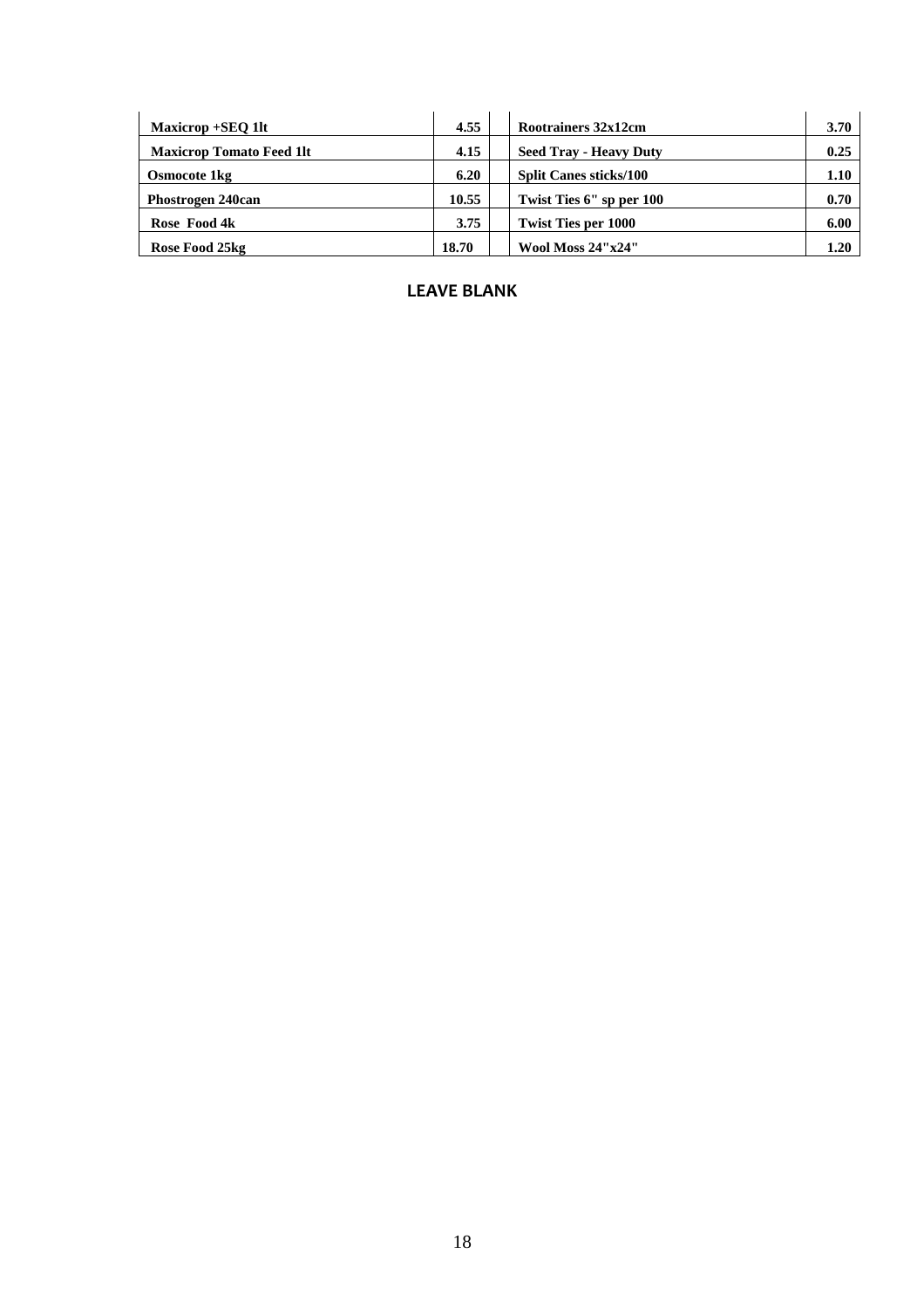| | | | | |
|---|---|---|---|---|
| Maxicrop +SEQ 1lt | 4.55 | | Rootrainers 32x12cm | 3.70 |
| Maxicrop Tomato Feed 1lt | 4.15 | | Seed Tray - Heavy Duty | 0.25 |
| Osmocote 1kg | 6.20 | | Split Canes sticks/100 | 1.10 |
| Phostrogen 240can | 10.55 | | Twist Ties 6" sp per 100 | 0.70 |
| Rose Food 4k | 3.75 | | Twist Ties per 1000 | 6.00 |
| Rose Food 25kg | 18.70 | | Wool Moss 24"x24" | 1.20 |

**LEAVE BLANK**